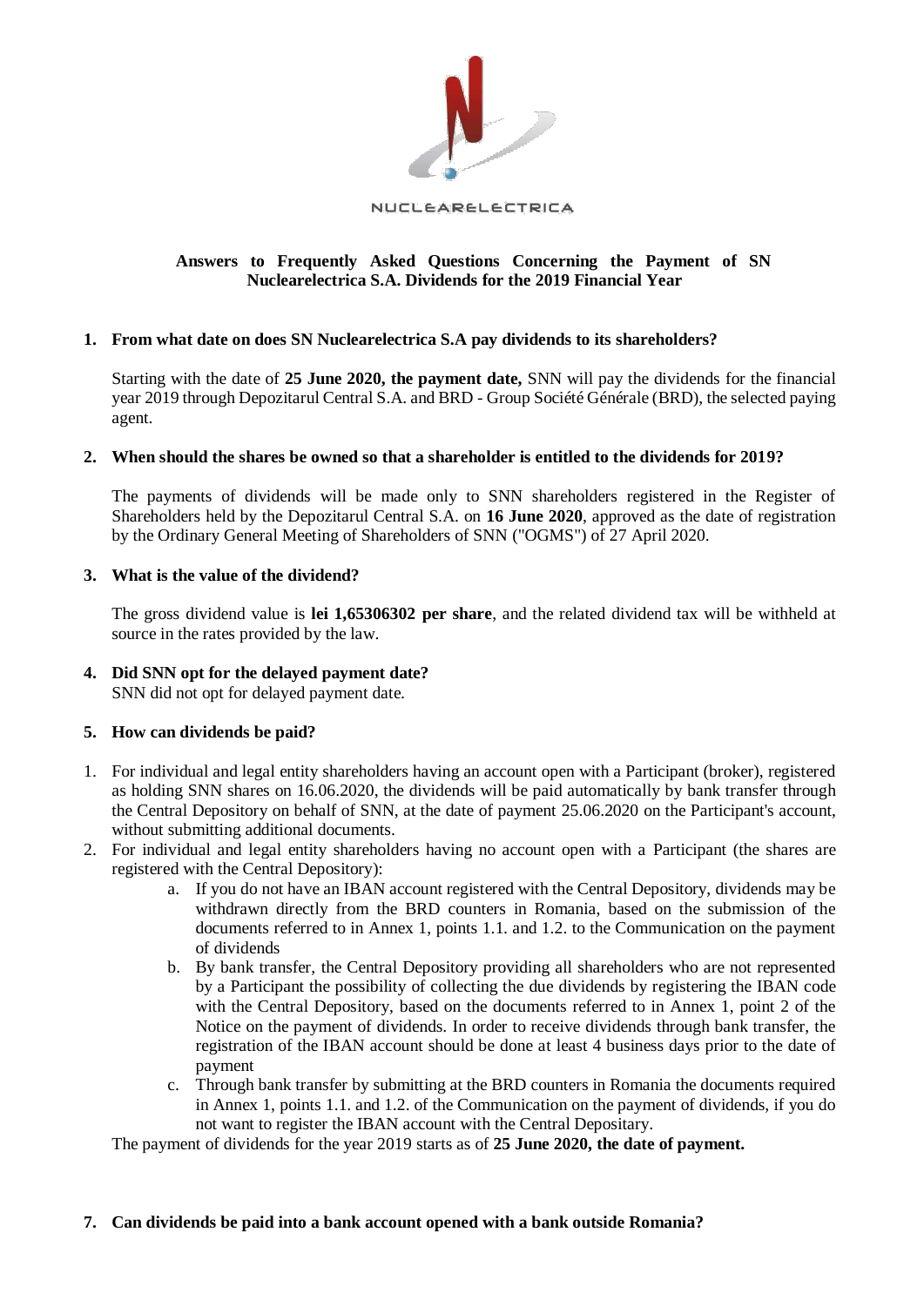NUCLEARELECTRICA

**Answers to Frequently Asked Questions Concerning the Payment of SN Nuclearelectrica S.A. Dividends for the 2019 Financial Year**

1. **From what date on does SN Nuclearelectrica S.A pay dividends to its shareholders?**

   Starting with the date of **25 June 2020, the payment date,** SNN will pay the dividends for the financial year 2019 through Depozitarul Central S.A. and BRD - Group Société Générale (BRD), the selected paying agent.

2. **When should the shares be owned so that a shareholder is entitled to the dividends for 2019?**

   The payments of dividends will be made only to SNN shareholders registered in the Register of Shareholders held by the Depozitarul Central S.A. on **16 June 2020**, approved as the date of registration by the Ordinary General Meeting of Shareholders of SNN ("OGMS") of 27 April 2020.

3. **What is the value of the dividend?**

   The gross dividend value is **lei 1,65306302 per share**, and the related dividend tax will be withheld at source in the rates provided by the law.

4. **Did SNN opt for the delayed payment date?**

   SNN did not opt for delayed payment date.

5. **How can dividends be paid?**

1. For individual and legal entity shareholders having an account open with a Participant (broker), registered as holding SNN shares on 16.06.2020, the dividends will be paid automatically by bank transfer through the Central Depository on behalf of SNN, at the date of payment 25.06.2020 on the Participant's account, without submitting additional documents.
2. For individual and legal entity shareholders having no account open with a Participant (the shares are registered with the Central Depository):
   a. If you do not have an IBAN account registered with the Central Depository, dividends may be withdrawn directly from the BRD counters in Romania, based on the submission of the documents referred to in Annex 1, points 1.1. and 1.2. to the Communication on the payment of dividends
   b. By bank transfer, the Central Depository providing all shareholders who are not represented by a Participant the possibility of collecting the due dividends by registering the IBAN code with the Central Depository, based on the documents referred to in Annex 1, point 2 of the Notice on the payment of dividends. In order to receive dividends through bank transfer, the registration of the IBAN account should be done at least 4 business days prior to the date of payment
   c. Through bank transfer by submitting at the BRD counters in Romania the documents required in Annex 1, points 1.1. and 1.2. of the Communication on the payment of dividends, if you do not want to register the IBAN account with the Central Depositary.

   The payment of dividends for the year 2019 starts as of **25 June 2020, the date of payment.**

7. **Can dividends be paid into a bank account opened with a bank outside Romania?**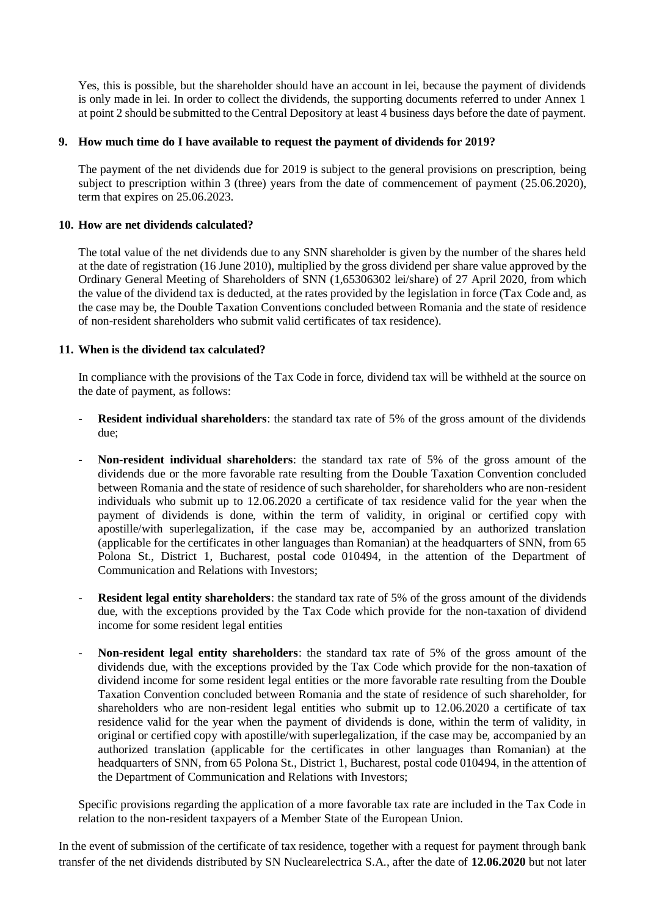Yes, this is possible, but the shareholder should have an account in lei, because the payment of dividends is only made in lei. In order to collect the dividends, the supporting documents referred to under Annex 1 at point 2 should be submitted to the Central Depository at least 4 business days before the date of payment.

**9. How much time do I have available to request the payment of dividends for 2019?**

The payment of the net dividends due for 2019 is subject to the general provisions on prescription, being subject to prescription within 3 (three) years from the date of commencement of payment (25.06.2020), term that expires on 25.06.2023.

**10. How are net dividends calculated?**

The total value of the net dividends due to any SNN shareholder is given by the number of the shares held at the date of registration (16 June 2010), multiplied by the gross dividend per share value approved by the Ordinary General Meeting of Shareholders of SNN (1,65306302 lei/share) of 27 April 2020, from which the value of the dividend tax is deducted, at the rates provided by the legislation in force (Tax Code and, as the case may be, the Double Taxation Conventions concluded between Romania and the state of residence of non-resident shareholders who submit valid certificates of tax residence).

**11. When is the dividend tax calculated?**

In compliance with the provisions of the Tax Code in force, dividend tax will be withheld at the source on the date of payment, as follows:

- **Resident individual shareholders**: the standard tax rate of 5% of the gross amount of the dividends due;
- **Non-resident individual shareholders**: the standard tax rate of 5% of the gross amount of the dividends due or the more favorable rate resulting from the Double Taxation Convention concluded between Romania and the state of residence of such shareholder, for shareholders who are non-resident individuals who submit up to 12.06.2020 a certificate of tax residence valid for the year when the payment of dividends is done, within the term of validity, in original or certified copy with apostille/with superlegalization, if the case may be, accompanied by an authorized translation (applicable for the certificates in other languages than Romanian) at the headquarters of SNN, from 65 Polona St., District 1, Bucharest, postal code 010494, in the attention of the Department of Communication and Relations with Investors;
- **Resident legal entity shareholders**: the standard tax rate of 5% of the gross amount of the dividends due, with the exceptions provided by the Tax Code which provide for the non-taxation of dividend income for some resident legal entities
- **Non-resident legal entity shareholders**: the standard tax rate of 5% of the gross amount of the dividends due, with the exceptions provided by the Tax Code which provide for the non-taxation of dividend income for some resident legal entities or the more favorable rate resulting from the Double Taxation Convention concluded between Romania and the state of residence of such shareholder, for shareholders who are non-resident legal entities who submit up to 12.06.2020 a certificate of tax residence valid for the year when the payment of dividends is done, within the term of validity, in original or certified copy with apostille/with superlegalization, if the case may be, accompanied by an authorized translation (applicable for the certificates in other languages than Romanian) at the headquarters of SNN, from 65 Polona St., District 1, Bucharest, postal code 010494, in the attention of the Department of Communication and Relations with Investors;

Specific provisions regarding the application of a more favorable tax rate are included in the Tax Code in relation to the non-resident taxpayers of a Member State of the European Union.

In the event of submission of the certificate of tax residence, together with a request for payment through bank transfer of the net dividends distributed by SN Nuclearelectrica S.A., after the date of **12.06.2020** but not later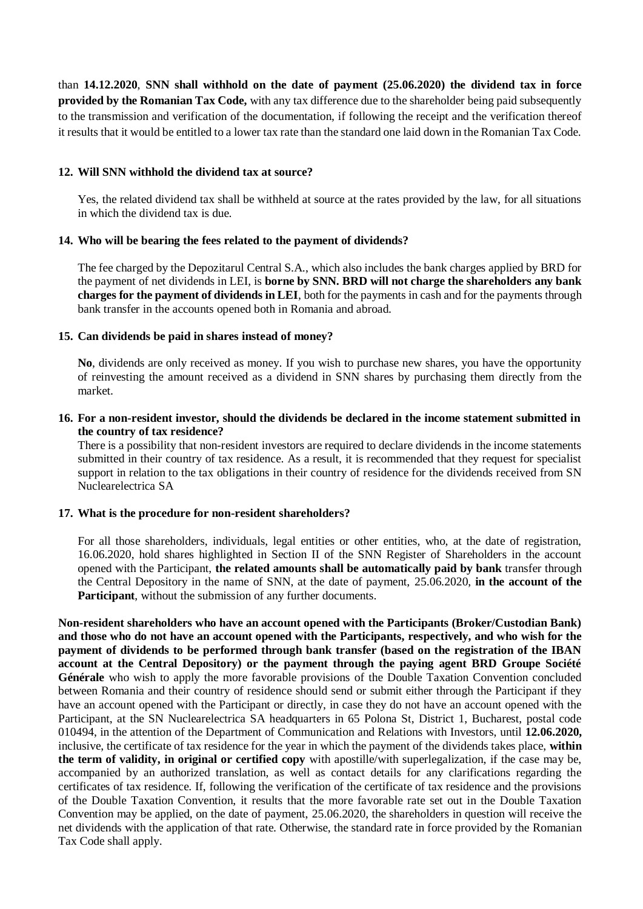than **14.12.2020**, **SNN shall withhold on the date of payment (25.06.2020) the dividend tax in force provided by the Romanian Tax Code,** with any tax difference due to the shareholder being paid subsequently to the transmission and verification of the documentation, if following the receipt and the verification thereof it results that it would be entitled to a lower tax rate than the standard one laid down in the Romanian Tax Code.

**12. Will SNN withhold the dividend tax at source?**

Yes, the related dividend tax shall be withheld at source at the rates provided by the law, for all situations in which the dividend tax is due.

**14. Who will be bearing the fees related to the payment of dividends?**

The fee charged by the Depozitarul Central S.A., which also includes the bank charges applied by BRD for the payment of net dividends in LEI, is **borne by SNN. BRD will not charge the shareholders any bank charges for the payment of dividends in LEI**, both for the payments in cash and for the payments through bank transfer in the accounts opened both in Romania and abroad.

**15. Can dividends be paid in shares instead of money?**

**No**, dividends are only received as money. If you wish to purchase new shares, you have the opportunity of reinvesting the amount received as a dividend in SNN shares by purchasing them directly from the market.

**16. For a non-resident investor, should the dividends be declared in the income statement submitted in the country of tax residence?**

There is a possibility that non-resident investors are required to declare dividends in the income statements submitted in their country of tax residence. As a result, it is recommended that they request for specialist support in relation to the tax obligations in their country of residence for the dividends received from SN Nuclearelectrica SA

**17. What is the procedure for non-resident shareholders?**

For all those shareholders, individuals, legal entities or other entities, who, at the date of registration, 16.06.2020, hold shares highlighted in Section II of the SNN Register of Shareholders in the account opened with the Participant, **the related amounts shall be automatically paid by bank** transfer through the Central Depository in the name of SNN, at the date of payment, 25.06.2020, **in the account of the Participant**, without the submission of any further documents.

**Non-resident shareholders who have an account opened with the Participants (Broker/Custodian Bank) and those who do not have an account opened with the Participants, respectively, and who wish for the payment of dividends to be performed through bank transfer (based on the registration of the IBAN account at the Central Depository) or the payment through the paying agent BRD Groupe Société Générale** who wish to apply the more favorable provisions of the Double Taxation Convention concluded between Romania and their country of residence should send or submit either through the Participant if they have an account opened with the Participant or directly, in case they do not have an account opened with the Participant, at the SN Nuclearelectrica SA headquarters in 65 Polona St, District 1, Bucharest, postal code 010494, in the attention of the Department of Communication and Relations with Investors, until **12.06.2020,** inclusive, the certificate of tax residence for the year in which the payment of the dividends takes place, **within the term of validity, in original or certified copy** with apostille/with superlegalization, if the case may be, accompanied by an authorized translation, as well as contact details for any clarifications regarding the certificates of tax residence. If, following the verification of the certificate of tax residence and the provisions of the Double Taxation Convention, it results that the more favorable rate set out in the Double Taxation Convention may be applied, on the date of payment, 25.06.2020, the shareholders in question will receive the net dividends with the application of that rate. Otherwise, the standard rate in force provided by the Romanian Tax Code shall apply.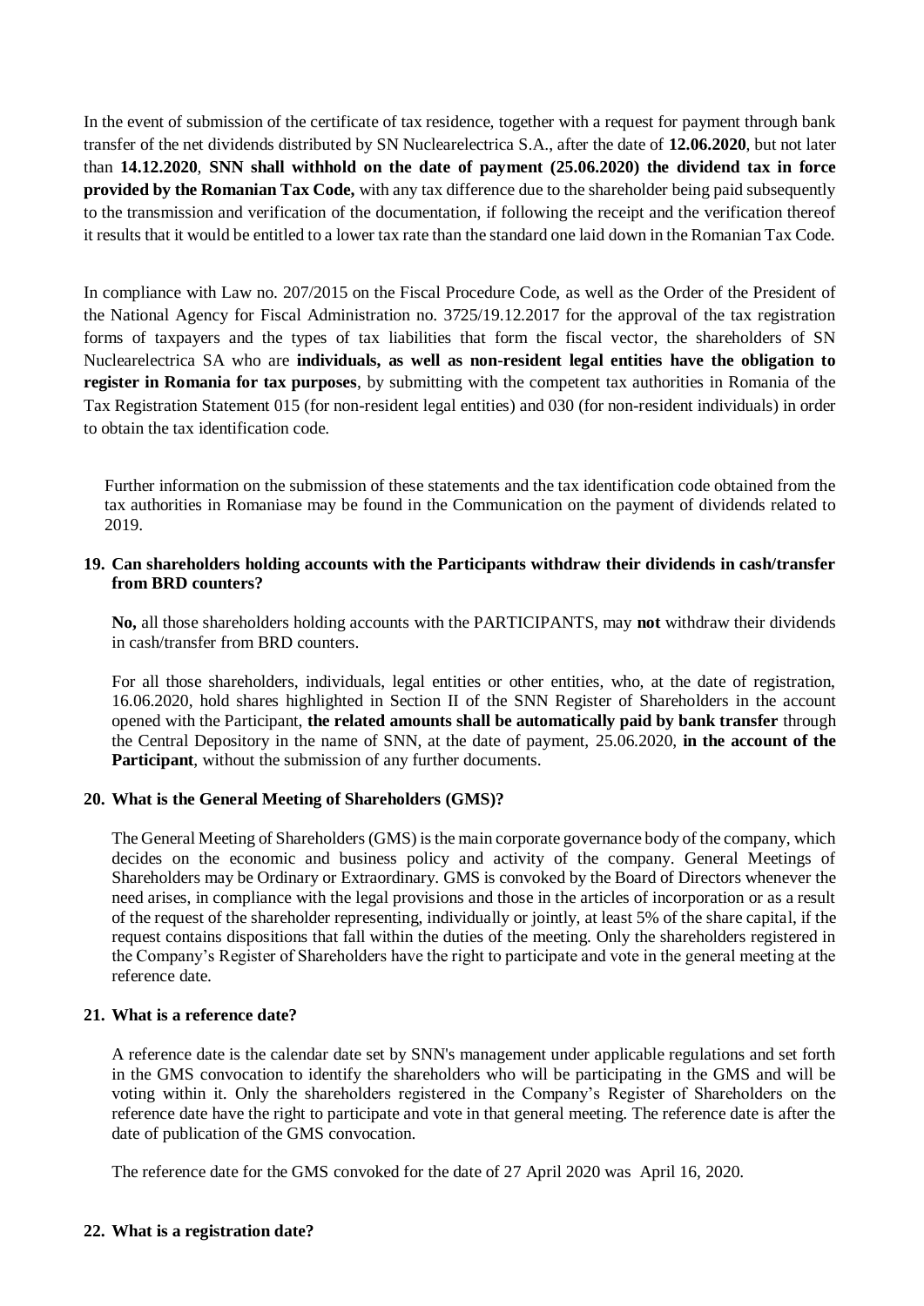In the event of submission of the certificate of tax residence, together with a request for payment through bank transfer of the net dividends distributed by SN Nuclearelectrica S.A., after the date of **12.06.2020**, but not later than **14.12.2020**, **SNN shall withhold on the date of payment (25.06.2020) the dividend tax in force provided by the Romanian Tax Code,** with any tax difference due to the shareholder being paid subsequently to the transmission and verification of the documentation, if following the receipt and the verification thereof it results that it would be entitled to a lower tax rate than the standard one laid down in the Romanian Tax Code.

In compliance with Law no. 207/2015 on the Fiscal Procedure Code, as well as the Order of the President of the National Agency for Fiscal Administration no. 3725/19.12.2017 for the approval of the tax registration forms of taxpayers and the types of tax liabilities that form the fiscal vector, the shareholders of SN Nuclearelectrica SA who are **individuals, as well as non-resident legal entities have the obligation to register in Romania for tax purposes**, by submitting with the competent tax authorities in Romania of the Tax Registration Statement 015 (for non-resident legal entities) and 030 (for non-resident individuals) in order to obtain the tax identification code.

Further information on the submission of these statements and the tax identification code obtained from the tax authorities in Romaniase may be found in the Communication on the payment of dividends related to 2019.

**19. Can shareholders holding accounts with the Participants withdraw their dividends in cash/transfer from BRD counters?**

**No,** all those shareholders holding accounts with the PARTICIPANTS, may **not** withdraw their dividends in cash/transfer from BRD counters.

For all those shareholders, individuals, legal entities or other entities, who, at the date of registration, 16.06.2020, hold shares highlighted in Section II of the SNN Register of Shareholders in the account opened with the Participant, **the related amounts shall be automatically paid by bank transfer** through the Central Depository in the name of SNN, at the date of payment, 25.06.2020, **in the account of the Participant**, without the submission of any further documents.

**20. What is the General Meeting of Shareholders (GMS)?**

The General Meeting of Shareholders (GMS) is the main corporate governance body of the company, which decides on the economic and business policy and activity of the company. General Meetings of Shareholders may be Ordinary or Extraordinary. GMS is convoked by the Board of Directors whenever the need arises, in compliance with the legal provisions and those in the articles of incorporation or as a result of the request of the shareholder representing, individually or jointly, at least 5% of the share capital, if the request contains dispositions that fall within the duties of the meeting. Only the shareholders registered in the Company's Register of Shareholders have the right to participate and vote in the general meeting at the reference date.

**21. What is a reference date?**

A reference date is the calendar date set by SNN's management under applicable regulations and set forth in the GMS convocation to identify the shareholders who will be participating in the GMS and will be voting within it. Only the shareholders registered in the Company's Register of Shareholders on the reference date have the right to participate and vote in that general meeting. The reference date is after the date of publication of the GMS convocation.

The reference date for the GMS convoked for the date of 27 April 2020 was April 16, 2020.

**22. What is a registration date?**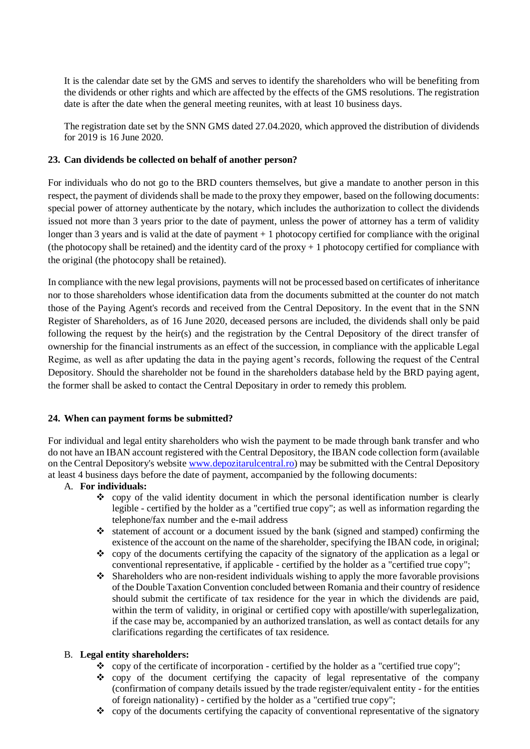It is the calendar date set by the GMS and serves to identify the shareholders who will be benefiting from the dividends or other rights and which are affected by the effects of the GMS resolutions. The registration date is after the date when the general meeting reunites, with at least 10 business days.

The registration date set by the SNN GMS dated 27.04.2020, which approved the distribution of dividends for 2019 is 16 June 2020.

**23. Can dividends be collected on behalf of another person?**

For individuals who do not go to the BRD counters themselves, but give a mandate to another person in this respect, the payment of dividends shall be made to the proxy they empower, based on the following documents: special power of attorney authenticate by the notary, which includes the authorization to collect the dividends issued not more than 3 years prior to the date of payment, unless the power of attorney has a term of validity longer than 3 years and is valid at the date of payment + 1 photocopy certified for compliance with the original (the photocopy shall be retained) and the identity card of the proxy + 1 photocopy certified for compliance with the original (the photocopy shall be retained).

In compliance with the new legal provisions, payments will not be processed based on certificates of inheritance nor to those shareholders whose identification data from the documents submitted at the counter do not match those of the Paying Agent's records and received from the Central Depository. In the event that in the SNN Register of Shareholders, as of 16 June 2020, deceased persons are included, the dividends shall only be paid following the request by the heir(s) and the registration by the Central Depository of the direct transfer of ownership for the financial instruments as an effect of the succession, in compliance with the applicable Legal Regime, as well as after updating the data in the paying agent's records, following the request of the Central Depository. Should the shareholder not be found in the shareholders database held by the BRD paying agent, the former shall be asked to contact the Central Depositary in order to remedy this problem.

**24. When can payment forms be submitted?**

For individual and legal entity shareholders who wish the payment to be made through bank transfer and who do not have an IBAN account registered with the Central Depository, the IBAN code collection form (available on the Central Depository's website www.depozitarulcentral.ro) may be submitted with the Central Depository at least 4 business days before the date of payment, accompanied by the following documents:

A. **For individuals:**
   - copy of the valid identity document in which the personal identification number is clearly legible - certified by the holder as a "certified true copy"; as well as information regarding the telephone/fax number and the e-mail address
   - statement of account or a document issued by the bank (signed and stamped) confirming the existence of the account on the name of the shareholder, specifying the IBAN code, in original;
   - copy of the documents certifying the capacity of the signatory of the application as a legal or conventional representative, if applicable - certified by the holder as a "certified true copy";
   - Shareholders who are non-resident individuals wishing to apply the more favorable provisions of the Double Taxation Convention concluded between Romania and their country of residence should submit the certificate of tax residence for the year in which the dividends are paid, within the term of validity, in original or certified copy with apostille/with superlegalization, if the case may be, accompanied by an authorized translation, as well as contact details for any clarifications regarding the certificates of tax residence.

B. **Legal entity shareholders:**
   - copy of the certificate of incorporation - certified by the holder as a "certified true copy";
   - copy of the document certifying the capacity of legal representative of the company (confirmation of company details issued by the trade register/equivalent entity - for the entities of foreign nationality) - certified by the holder as a "certified true copy";
   - copy of the documents certifying the capacity of conventional representative of the signatory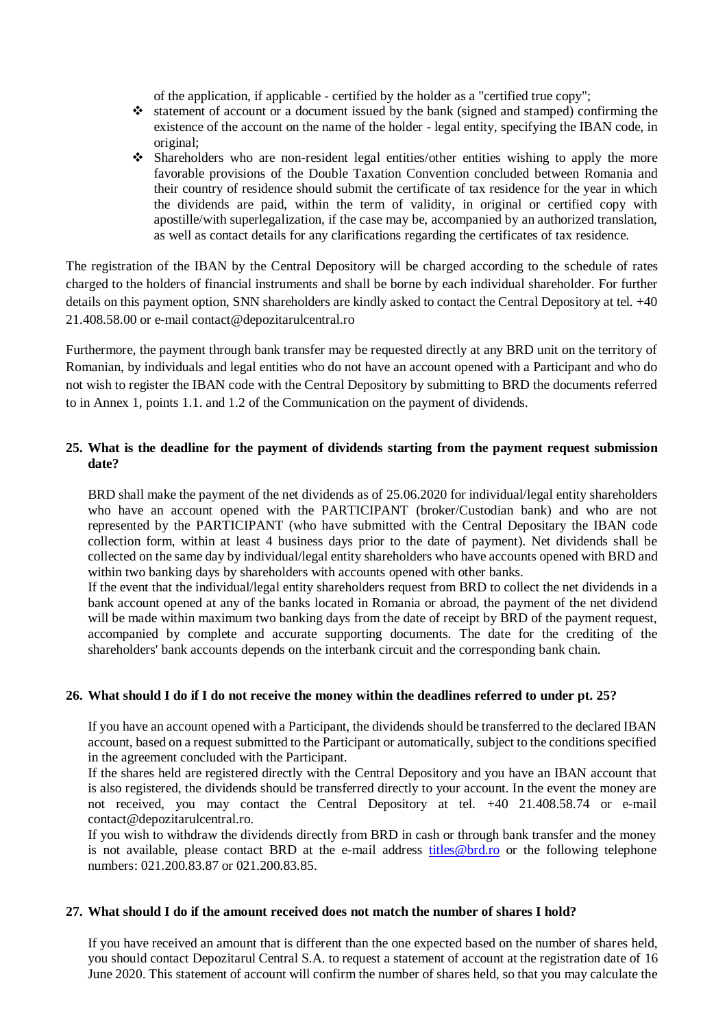of the application, if applicable - certified by the holder as a "certified true copy";

- statement of account or a document issued by the bank (signed and stamped) confirming the existence of the account on the name of the holder - legal entity, specifying the IBAN code, in original;
- Shareholders who are non-resident legal entities/other entities wishing to apply the more favorable provisions of the Double Taxation Convention concluded between Romania and their country of residence should submit the certificate of tax residence for the year in which the dividends are paid, within the term of validity, in original or certified copy with apostille/with superlegalization, if the case may be, accompanied by an authorized translation, as well as contact details for any clarifications regarding the certificates of tax residence.

The registration of the IBAN by the Central Depository will be charged according to the schedule of rates charged to the holders of financial instruments and shall be borne by each individual shareholder. For further details on this payment option, SNN shareholders are kindly asked to contact the Central Depository at tel. +40 21.408.58.00 or e-mail contact@depozitarulcentral.ro

Furthermore, the payment through bank transfer may be requested directly at any BRD unit on the territory of Romanian, by individuals and legal entities who do not have an account opened with a Participant and who do not wish to register the IBAN code with the Central Depository by submitting to BRD the documents referred to in Annex 1, points 1.1. and 1.2 of the Communication on the payment of dividends.

**25. What is the deadline for the payment of dividends starting from the payment request submission date?**

BRD shall make the payment of the net dividends as of 25.06.2020 for individual/legal entity shareholders who have an account opened with the PARTICIPANT (broker/Custodian bank) and who are not represented by the PARTICIPANT (who have submitted with the Central Depositary the IBAN code collection form, within at least 4 business days prior to the date of payment). Net dividends shall be collected on the same day by individual/legal entity shareholders who have accounts opened with BRD and within two banking days by shareholders with accounts opened with other banks.

If the event that the individual/legal entity shareholders request from BRD to collect the net dividends in a bank account opened at any of the banks located in Romania or abroad, the payment of the net dividend will be made within maximum two banking days from the date of receipt by BRD of the payment request, accompanied by complete and accurate supporting documents. The date for the crediting of the shareholders' bank accounts depends on the interbank circuit and the corresponding bank chain.

**26. What should I do if I do not receive the money within the deadlines referred to under pt. 25?**

If you have an account opened with a Participant, the dividends should be transferred to the declared IBAN account, based on a request submitted to the Participant or automatically, subject to the conditions specified in the agreement concluded with the Participant.

If the shares held are registered directly with the Central Depository and you have an IBAN account that is also registered, the dividends should be transferred directly to your account. In the event the money are not received, you may contact the Central Depository at tel. +40 21.408.58.74 or e-mail contact@depozitarulcentral.ro.

If you wish to withdraw the dividends directly from BRD in cash or through bank transfer and the money is not available, please contact BRD at the e-mail address titles@brd.ro or the following telephone numbers: 021.200.83.87 or 021.200.83.85.

**27. What should I do if the amount received does not match the number of shares I hold?**

If you have received an amount that is different than the one expected based on the number of shares held, you should contact Depozitarul Central S.A. to request a statement of account at the registration date of 16 June 2020. This statement of account will confirm the number of shares held, so that you may calculate the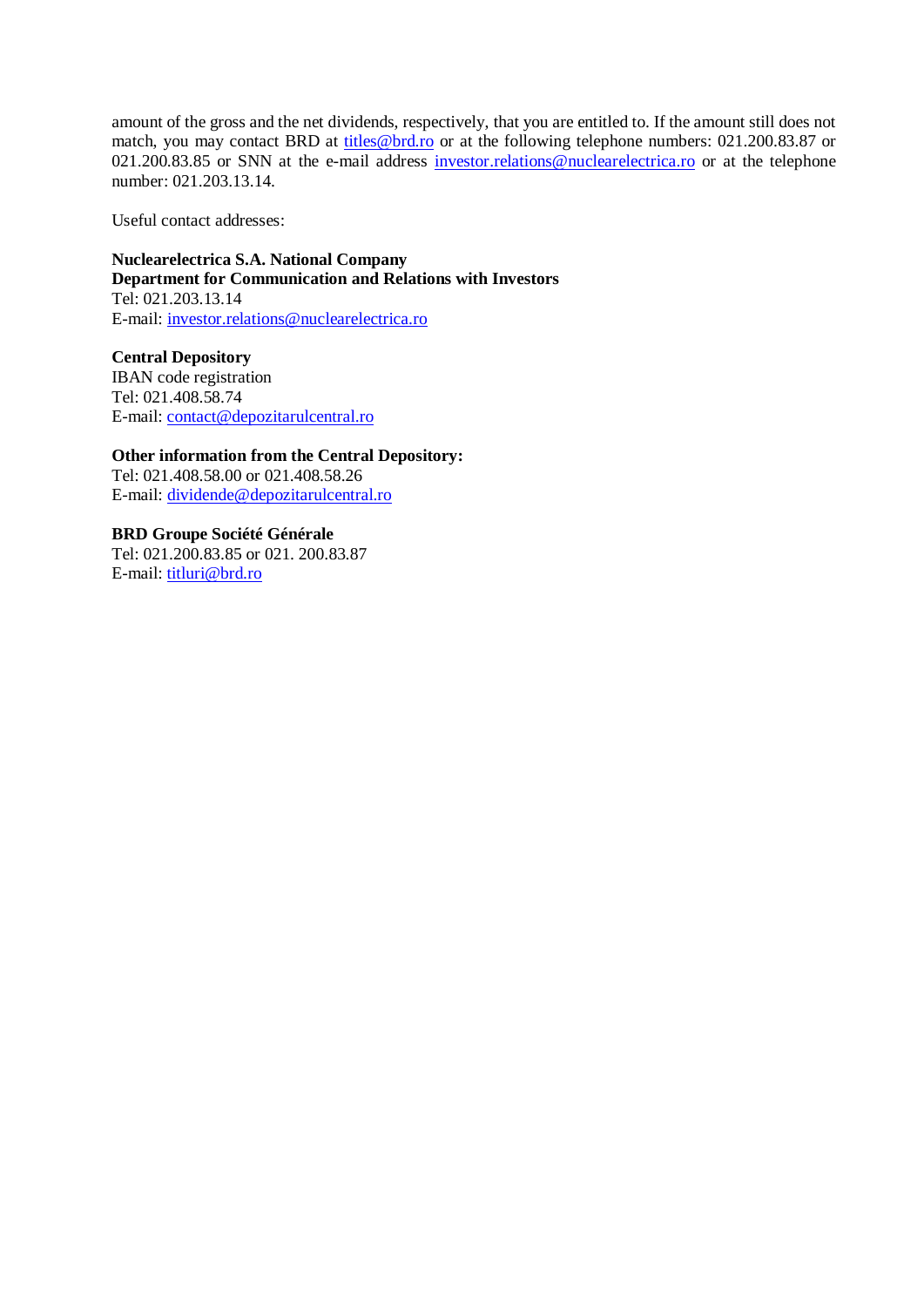amount of the gross and the net dividends, respectively, that you are entitled to. If the amount still does not match, you may contact BRD at titles@brd.ro or at the following telephone numbers: 021.200.83.87 or 021.200.83.85 or SNN at the e-mail address investor.relations@nuclearelectrica.ro or at the telephone number: 021.203.13.14.

Useful contact addresses:

**Nuclearelectrica S.A. National Company**
**Department for Communication and Relations with Investors**
Tel: 021.203.13.14
E-mail: investor.relations@nuclearelectrica.ro

**Central Depository**
IBAN code registration
Tel: 021.408.58.74
E-mail: contact@depozitarulcentral.ro

**Other information from the Central Depository:**
Tel: 021.408.58.00 or 021.408.58.26
E-mail: dividende@depozitarulcentral.ro

**BRD Groupe Société Générale**
Tel: 021.200.83.85 or 021. 200.83.87
E-mail: titluri@brd.ro